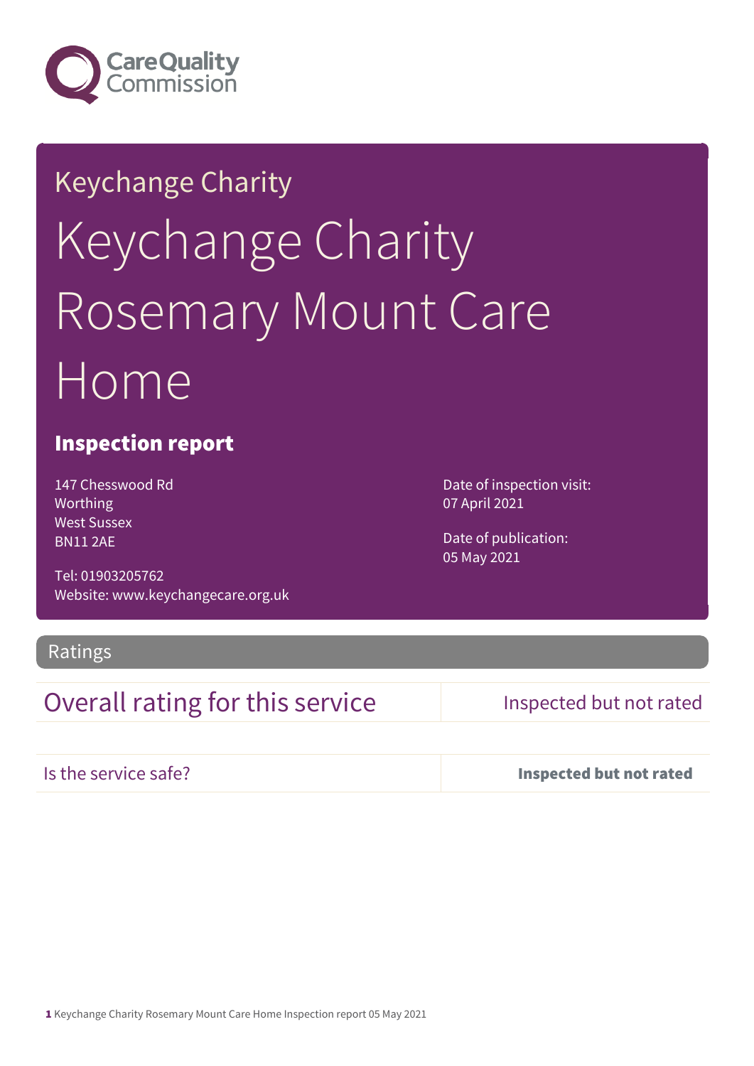Care Quality Commission

Keychange Charity

# Keychange Charity Rosemary Mount Care Home

## Inspection report

147 Chesswood Rd
Worthing
West Sussex
BN11 2AE

Tel: 01903205762
Website: www.keychangecare.org.uk

Date of inspection visit:
07 April 2021

Date of publication:
05 May 2021

## Ratings

| Overall rating for this service | Inspected but not rated |
|---|---|
| Is the service safe? | **Inspected but not rated** |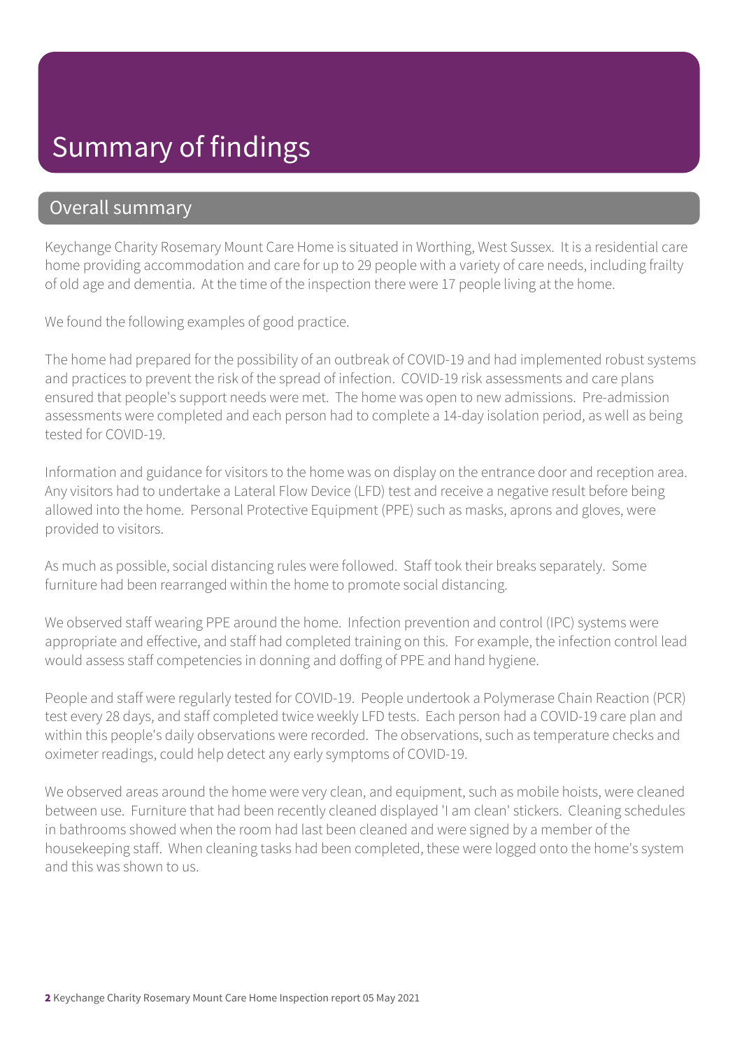# Summary of findings

## Overall summary

Keychange Charity Rosemary Mount Care Home is situated in Worthing, West Sussex. It is a residential care home providing accommodation and care for up to 29 people with a variety of care needs, including frailty of old age and dementia. At the time of the inspection there were 17 people living at the home.

We found the following examples of good practice.

The home had prepared for the possibility of an outbreak of COVID-19 and had implemented robust systems and practices to prevent the risk of the spread of infection. COVID-19 risk assessments and care plans ensured that people's support needs were met. The home was open to new admissions. Pre-admission assessments were completed and each person had to complete a 14-day isolation period, as well as being tested for COVID-19.

Information and guidance for visitors to the home was on display on the entrance door and reception area. Any visitors had to undertake a Lateral Flow Device (LFD) test and receive a negative result before being allowed into the home. Personal Protective Equipment (PPE) such as masks, aprons and gloves, were provided to visitors.

As much as possible, social distancing rules were followed. Staff took their breaks separately. Some furniture had been rearranged within the home to promote social distancing.

We observed staff wearing PPE around the home. Infection prevention and control (IPC) systems were appropriate and effective, and staff had completed training on this. For example, the infection control lead would assess staff competencies in donning and doffing of PPE and hand hygiene.

People and staff were regularly tested for COVID-19. People undertook a Polymerase Chain Reaction (PCR) test every 28 days, and staff completed twice weekly LFD tests. Each person had a COVID-19 care plan and within this people's daily observations were recorded. The observations, such as temperature checks and oximeter readings, could help detect any early symptoms of COVID-19.

We observed areas around the home were very clean, and equipment, such as mobile hoists, were cleaned between use. Furniture that had been recently cleaned displayed 'I am clean' stickers. Cleaning schedules in bathrooms showed when the room had last been cleaned and were signed by a member of the housekeeping staff. When cleaning tasks had been completed, these were logged onto the home's system and this was shown to us.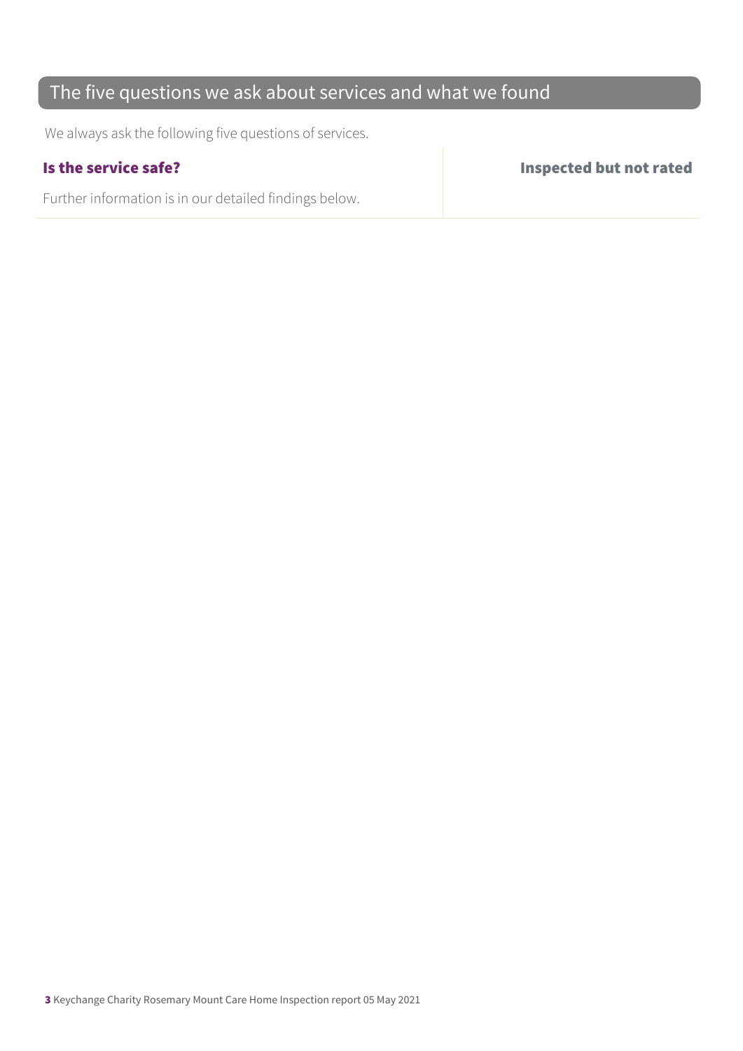## The five questions we ask about services and what we found

We always ask the following five questions of services.

| **Is the service safe?** | **Inspected but not rated** |
| --- | --- |
| Further information is in our detailed findings below. | |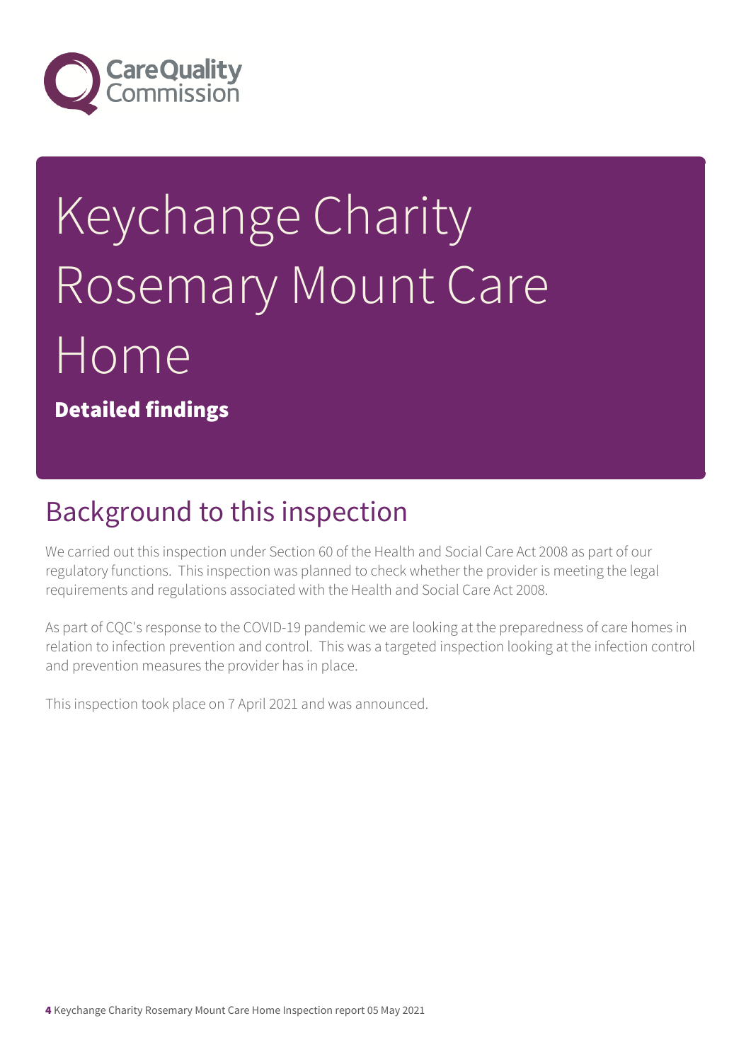# Keychange Charity Rosemary Mount Care Home

**Detailed findings**

## Background to this inspection

We carried out this inspection under Section 60 of the Health and Social Care Act 2008 as part of our regulatory functions. This inspection was planned to check whether the provider is meeting the legal requirements and regulations associated with the Health and Social Care Act 2008.

As part of CQC's response to the COVID-19 pandemic we are looking at the preparedness of care homes in relation to infection prevention and control. This was a targeted inspection looking at the infection control and prevention measures the provider has in place.

This inspection took place on 7 April 2021 and was announced.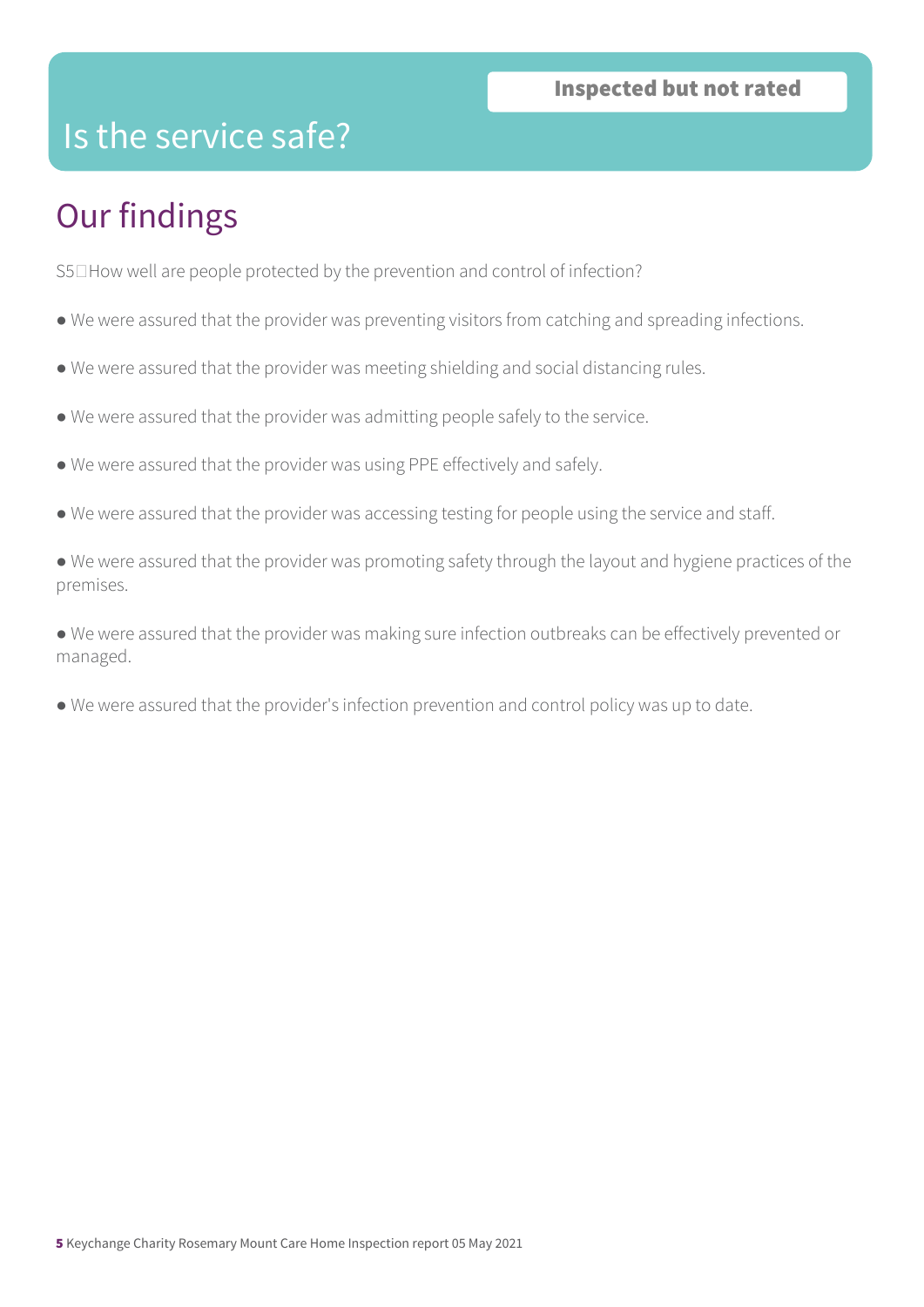Inspected but not rated

# Is the service safe?

## Our findings

S5 How well are people protected by the prevention and control of infection?

- We were assured that the provider was preventing visitors from catching and spreading infections.
- We were assured that the provider was meeting shielding and social distancing rules.
- We were assured that the provider was admitting people safely to the service.
- We were assured that the provider was using PPE effectively and safely.
- We were assured that the provider was accessing testing for people using the service and staff.
- We were assured that the provider was promoting safety through the layout and hygiene practices of the premises.
- We were assured that the provider was making sure infection outbreaks can be effectively prevented or managed.
- We were assured that the provider's infection prevention and control policy was up to date.